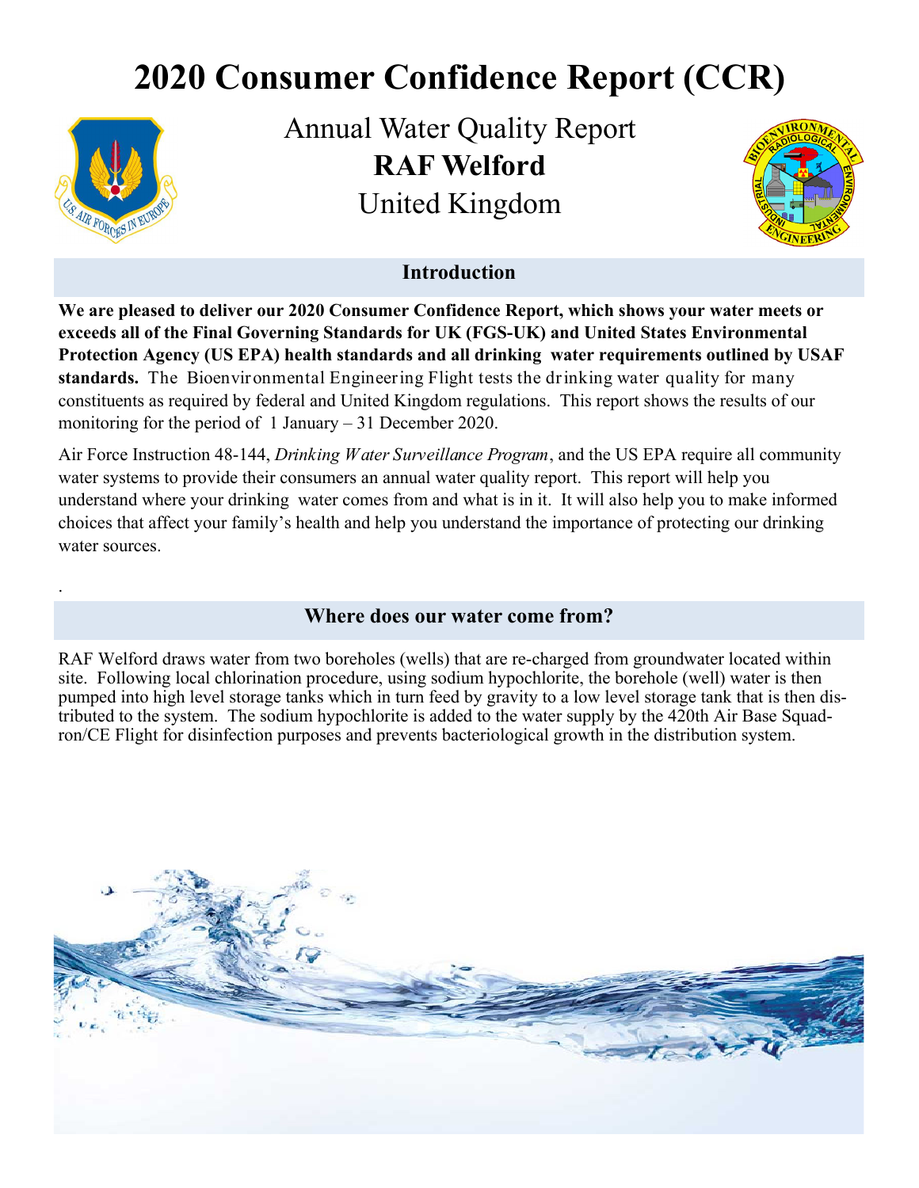# 2020 Consumer Confidence Report (CCR)

Annual Water Quality Report

**RAF Welford**

United Kingdom

## Introduction

**We are pleased to deliver our 2020 Consumer Confidence Report, which shows your water meets or exceeds all of the Final Governing Standards for UK (FGS-UK) and United States Environmental Protection Agency (US EPA) health standards and all drinking water requirements outlined by USAF standards.** The Bioenvironmental Engineering Flight tests the drinking water quality for many constituents as required by federal and United Kingdom regulations. This report shows the results of our monitoring for the period of 1 January – 31 December 2020.

Air Force Instruction 48-144, *Drinking Water Surveillance Program*, and the US EPA require all community water systems to provide their consumers an annual water quality report. This report will help you understand where your drinking water comes from and what is in it. It will also help you to make informed choices that affect your family's health and help you understand the importance of protecting our drinking water sources.

## Where does our water come from?

RAF Welford draws water from two boreholes (wells) that are re-charged from groundwater located within site. Following local chlorination procedure, using sodium hypochlorite, the borehole (well) water is then pumped into high level storage tanks which in turn feed by gravity to a low level storage tank that is then distributed to the system. The sodium hypochlorite is added to the water supply by the 420th Air Base Squadron/CE Flight for disinfection purposes and prevents bacteriological growth in the distribution system.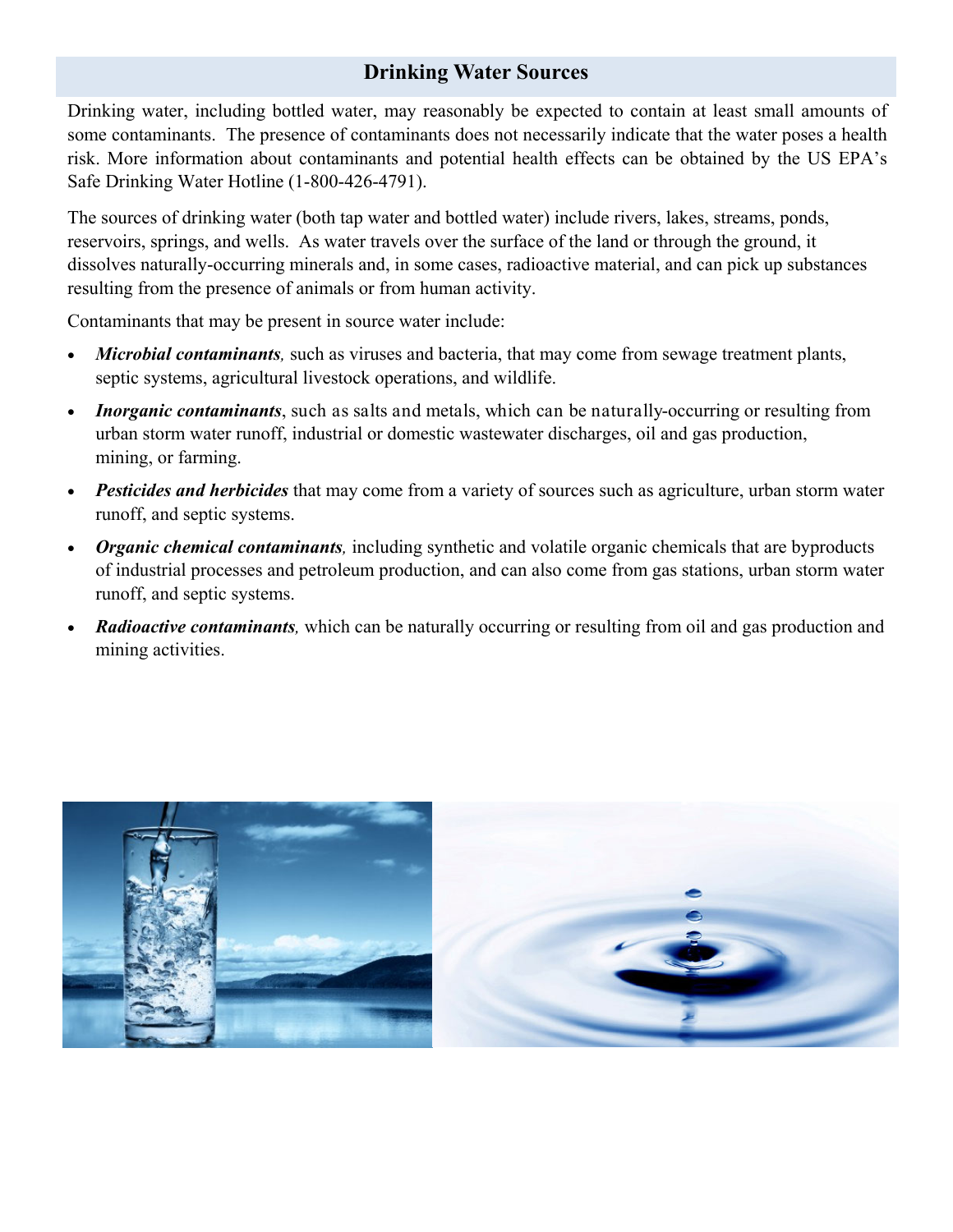## Drinking Water Sources

Drinking water, including bottled water, may reasonably be expected to contain at least small amounts of some contaminants. The presence of contaminants does not necessarily indicate that the water poses a health risk. More information about contaminants and potential health effects can be obtained by the US EPA's Safe Drinking Water Hotline (1-800-426-4791).

The sources of drinking water (both tap water and bottled water) include rivers, lakes, streams, ponds, reservoirs, springs, and wells. As water travels over the surface of the land or through the ground, it dissolves naturally-occurring minerals and, in some cases, radioactive material, and can pick up substances resulting from the presence of animals or from human activity.

Contaminants that may be present in source water include:

- ***Microbial contaminants,*** such as viruses and bacteria, that may come from sewage treatment plants, septic systems, agricultural livestock operations, and wildlife.
- ***Inorganic contaminants***, such as salts and metals, which can be naturally-occurring or resulting from urban storm water runoff, industrial or domestic wastewater discharges, oil and gas production, mining, or farming.
- ***Pesticides and herbicides*** that may come from a variety of sources such as agriculture, urban storm water runoff, and septic systems.
- ***Organic chemical contaminants,*** including synthetic and volatile organic chemicals that are byproducts of industrial processes and petroleum production, and can also come from gas stations, urban storm water runoff, and septic systems.
- ***Radioactive contaminants,*** which can be naturally occurring or resulting from oil and gas production and mining activities.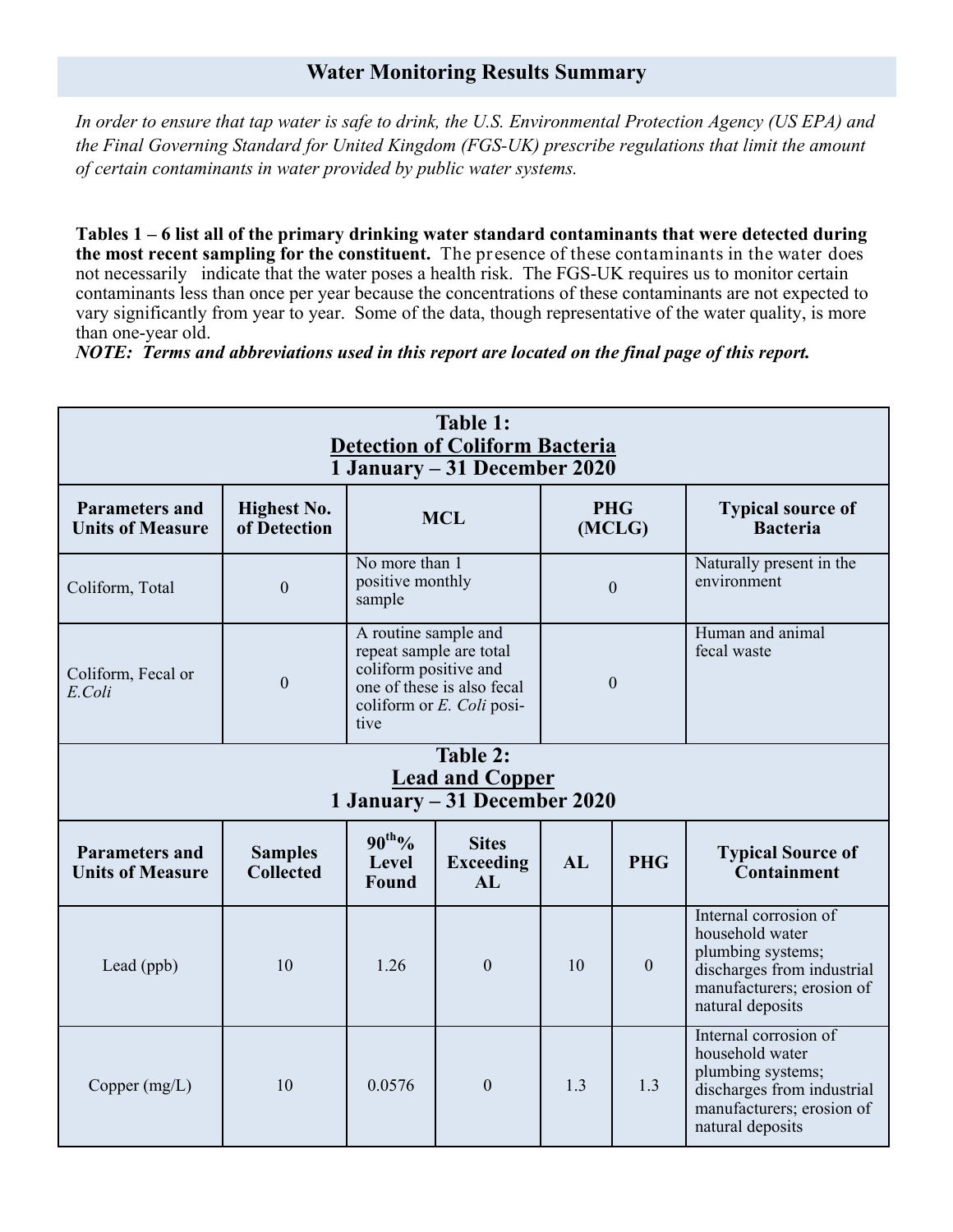## Water Monitoring Results Summary

*In order to ensure that tap water is safe to drink, the U.S. Environmental Protection Agency (US EPA) and the Final Governing Standard for United Kingdom (FGS-UK) prescribe regulations that limit the amount of certain contaminants in water provided by public water systems.*

**Tables 1 – 6 list all of the primary drinking water standard contaminants that were detected during the most recent sampling for the constituent.** The presence of these contaminants in the water does not necessarily indicate that the water poses a health risk. The FGS-UK requires us to monitor certain contaminants less than once per year because the concentrations of these contaminants are not expected to vary significantly from year to year. Some of the data, though representative of the water quality, is more than one-year old.

***NOTE: Terms and abbreviations used in this report are located on the final page of this report.***

**Table 1: Detection of Coliform Bacteria — 1 January – 31 December 2020**

| Parameters and Units of Measure | Highest No. of Detection | MCL | PHG (MCLG) | Typical source of Bacteria |
|---|---|---|---|---|
| Coliform, Total | 0 | No more than 1 positive monthly sample | 0 | Naturally present in the environment |
| Coliform, Fecal or *E.Coli* | 0 | A routine sample and repeat sample are total coliform positive and one of these is also fecal coliform or *E. Coli* positive | 0 | Human and animal fecal waste |

**Table 2: Lead and Copper — 1 January – 31 December 2020**

| Parameters and Units of Measure | Samples Collected | 90th% Level Found | Sites Exceeding AL | AL | PHG | Typical Source of Containment |
|---|---|---|---|---|---|---|
| Lead (ppb) | 10 | 1.26 | 0 | 10 | 0 | Internal corrosion of household water plumbing systems; discharges from industrial manufacturers; erosion of natural deposits |
| Copper (mg/L) | 10 | 0.0576 | 0 | 1.3 | 1.3 | Internal corrosion of household water plumbing systems; discharges from industrial manufacturers; erosion of natural deposits |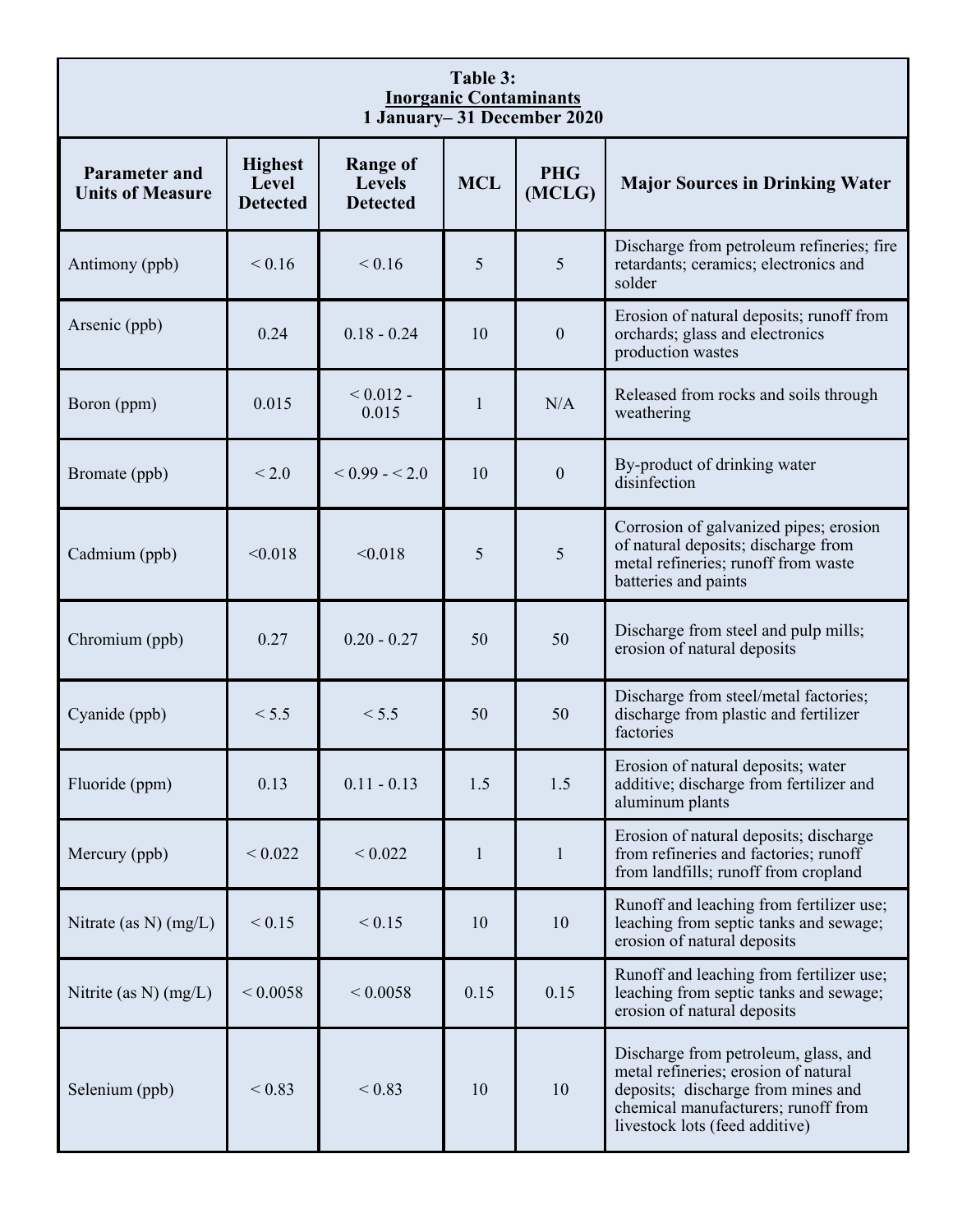**Table 3:**
**Inorganic Contaminants**
**1 January– 31 December 2020**

| Parameter and Units of Measure | Highest Level Detected | Range of Levels Detected | MCL | PHG (MCLG) | Major Sources in Drinking Water |
|---|---|---|---|---|---|
| Antimony (ppb) | < 0.16 | < 0.16 | 5 | 5 | Discharge from petroleum refineries; fire retardants; ceramics; electronics and solder |
| Arsenic (ppb) | 0.24 | 0.18 - 0.24 | 10 | 0 | Erosion of natural deposits; runoff from orchards; glass and electronics production wastes |
| Boron (ppm) | 0.015 | < 0.012 - 0.015 | 1 | N/A | Released from rocks and soils through weathering |
| Bromate (ppb) | < 2.0 | < 0.99 - < 2.0 | 10 | 0 | By-product of drinking water disinfection |
| Cadmium (ppb) | <0.018 | <0.018 | 5 | 5 | Corrosion of galvanized pipes; erosion of natural deposits; discharge from metal refineries; runoff from waste batteries and paints |
| Chromium (ppb) | 0.27 | 0.20 - 0.27 | 50 | 50 | Discharge from steel and pulp mills; erosion of natural deposits |
| Cyanide (ppb) | < 5.5 | < 5.5 | 50 | 50 | Discharge from steel/metal factories; discharge from plastic and fertilizer factories |
| Fluoride (ppm) | 0.13 | 0.11 - 0.13 | 1.5 | 1.5 | Erosion of natural deposits; water additive; discharge from fertilizer and aluminum plants |
| Mercury (ppb) | < 0.022 | < 0.022 | 1 | 1 | Erosion of natural deposits; discharge from refineries and factories; runoff from landfills; runoff from cropland |
| Nitrate (as N) (mg/L) | < 0.15 | < 0.15 | 10 | 10 | Runoff and leaching from fertilizer use; leaching from septic tanks and sewage; erosion of natural deposits |
| Nitrite (as N) (mg/L) | < 0.0058 | < 0.0058 | 0.15 | 0.15 | Runoff and leaching from fertilizer use; leaching from septic tanks and sewage; erosion of natural deposits |
| Selenium (ppb) | < 0.83 | < 0.83 | 10 | 10 | Discharge from petroleum, glass, and metal refineries; erosion of natural deposits; discharge from mines and chemical manufacturers; runoff from livestock lots (feed additive) |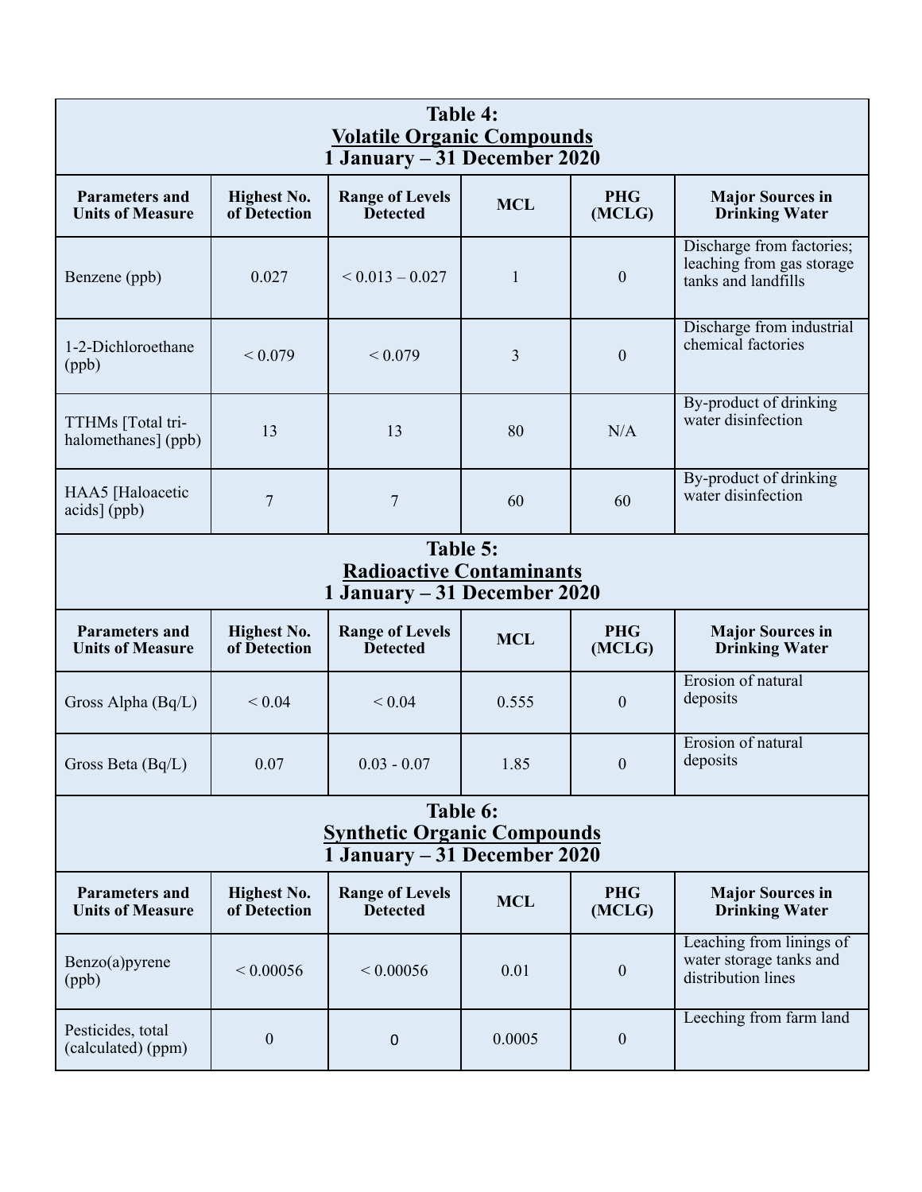**Table 4:**
**Volatile Organic Compounds**
**1 January – 31 December 2020**

| Parameters and Units of Measure | Highest No. of Detection | Range of Levels Detected | MCL | PHG (MCLG) | Major Sources in Drinking Water |
|---|---|---|---|---|---|
| Benzene (ppb) | 0.027 | < 0.013 – 0.027 | 1 | 0 | Discharge from factories; leaching from gas storage tanks and landfills |
| 1-2-Dichloroethane (ppb) | < 0.079 | < 0.079 | 3 | 0 | Discharge from industrial chemical factories |
| TTHMs [Total tri-halomethanes] (ppb) | 13 | 13 | 80 | N/A | By-product of drinking water disinfection |
| HAA5 [Haloacetic acids] (ppb) | 7 | 7 | 60 | 60 | By-product of drinking water disinfection |

**Table 5:**
**Radioactive Contaminants**
**1 January – 31 December 2020**

| Parameters and Units of Measure | Highest No. of Detection | Range of Levels Detected | MCL | PHG (MCLG) | Major Sources in Drinking Water |
|---|---|---|---|---|---|
| Gross Alpha (Bq/L) | < 0.04 | < 0.04 | 0.555 | 0 | Erosion of natural deposits |
| Gross Beta (Bq/L) | 0.07 | 0.03 - 0.07 | 1.85 | 0 | Erosion of natural deposits |

**Table 6:**
**Synthetic Organic Compounds**
**1 January – 31 December 2020**

| Parameters and Units of Measure | Highest No. of Detection | Range of Levels Detected | MCL | PHG (MCLG) | Major Sources in Drinking Water |
|---|---|---|---|---|---|
| Benzo(a)pyrene (ppb) | < 0.00056 | < 0.00056 | 0.01 | 0 | Leaching from linings of water storage tanks and distribution lines |
| Pesticides, total (calculated) (ppm) | 0 | 0 | 0.0005 | 0 | Leeching from farm land |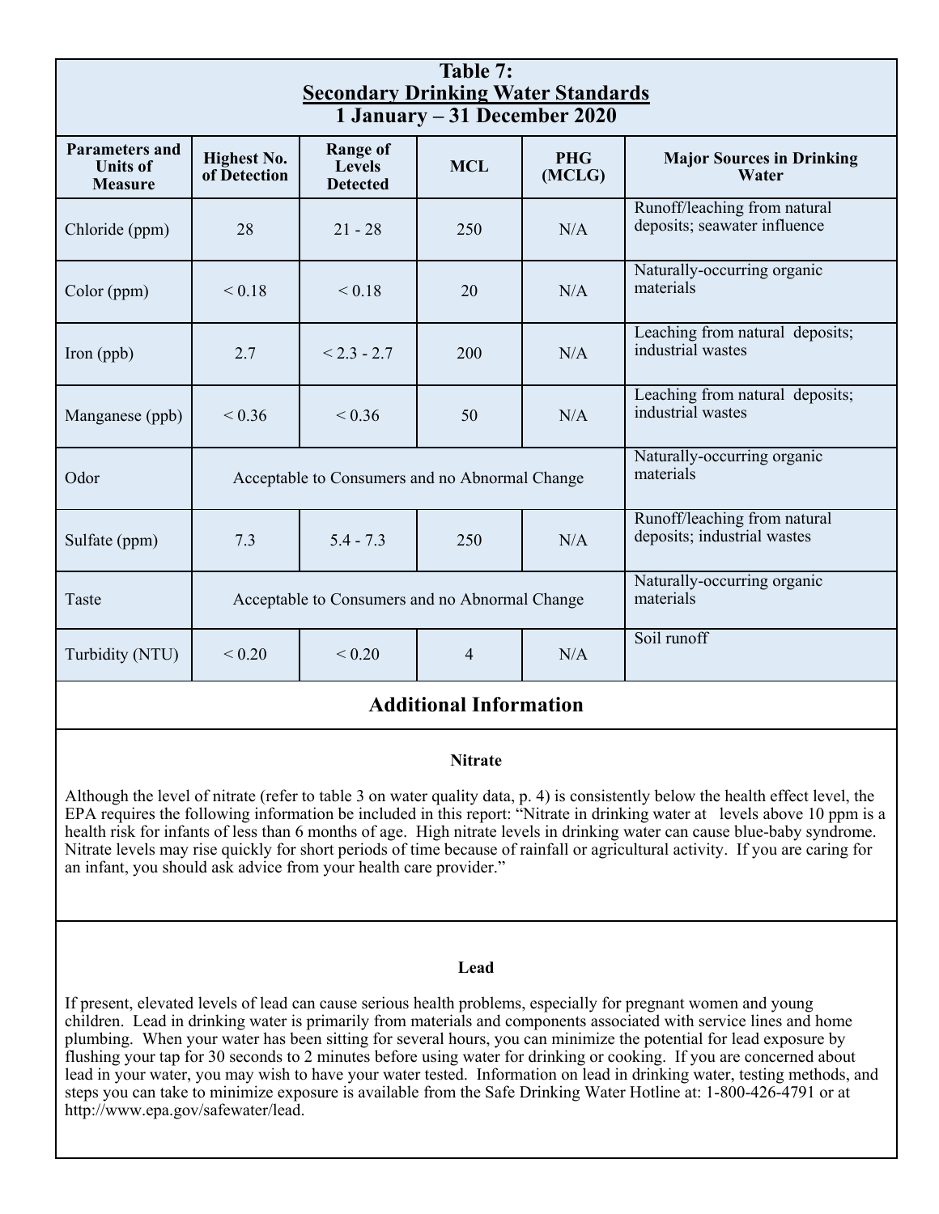## Table 7: Secondary Drinking Water Standards 1 January – 31 December 2020

| Parameters and Units of Measure | Highest No. of Detection | Range of Levels Detected | MCL | PHG (MCLG) | Major Sources in Drinking Water |
|---|---|---|---|---|---|
| Chloride (ppm) | 28 | 21 - 28 | 250 | N/A | Runoff/leaching from natural deposits; seawater influence |
| Color (ppm) | < 0.18 | < 0.18 | 20 | N/A | Naturally-occurring organic materials |
| Iron (ppb) | 2.7 | < 2.3 - 2.7 | 200 | N/A | Leaching from natural deposits; industrial wastes |
| Manganese (ppb) | < 0.36 | < 0.36 | 50 | N/A | Leaching from natural deposits; industrial wastes |
| Odor | Acceptable to Consumers and no Abnormal Change | | | | Naturally-occurring organic materials |
| Sulfate (ppm) | 7.3 | 5.4 - 7.3 | 250 | N/A | Runoff/leaching from natural deposits; industrial wastes |
| Taste | Acceptable to Consumers and no Abnormal Change | | | | Naturally-occurring organic materials |
| Turbidity (NTU) | < 0.20 | < 0.20 | 4 | N/A | Soil runoff |

## Additional Information

### Nitrate

Although the level of nitrate (refer to table 3 on water quality data, p. 4) is consistently below the health effect level, the EPA requires the following information be included in this report: "Nitrate in drinking water at levels above 10 ppm is a health risk for infants of less than 6 months of age. High nitrate levels in drinking water can cause blue-baby syndrome. Nitrate levels may rise quickly for short periods of time because of rainfall or agricultural activity. If you are caring for an infant, you should ask advice from your health care provider."

### Lead

If present, elevated levels of lead can cause serious health problems, especially for pregnant women and young children. Lead in drinking water is primarily from materials and components associated with service lines and home plumbing. When your water has been sitting for several hours, you can minimize the potential for lead exposure by flushing your tap for 30 seconds to 2 minutes before using water for drinking or cooking. If you are concerned about lead in your water, you may wish to have your water tested. Information on lead in drinking water, testing methods, and steps you can take to minimize exposure is available from the Safe Drinking Water Hotline at: 1-800-426-4791 or at http://www.epa.gov/safewater/lead.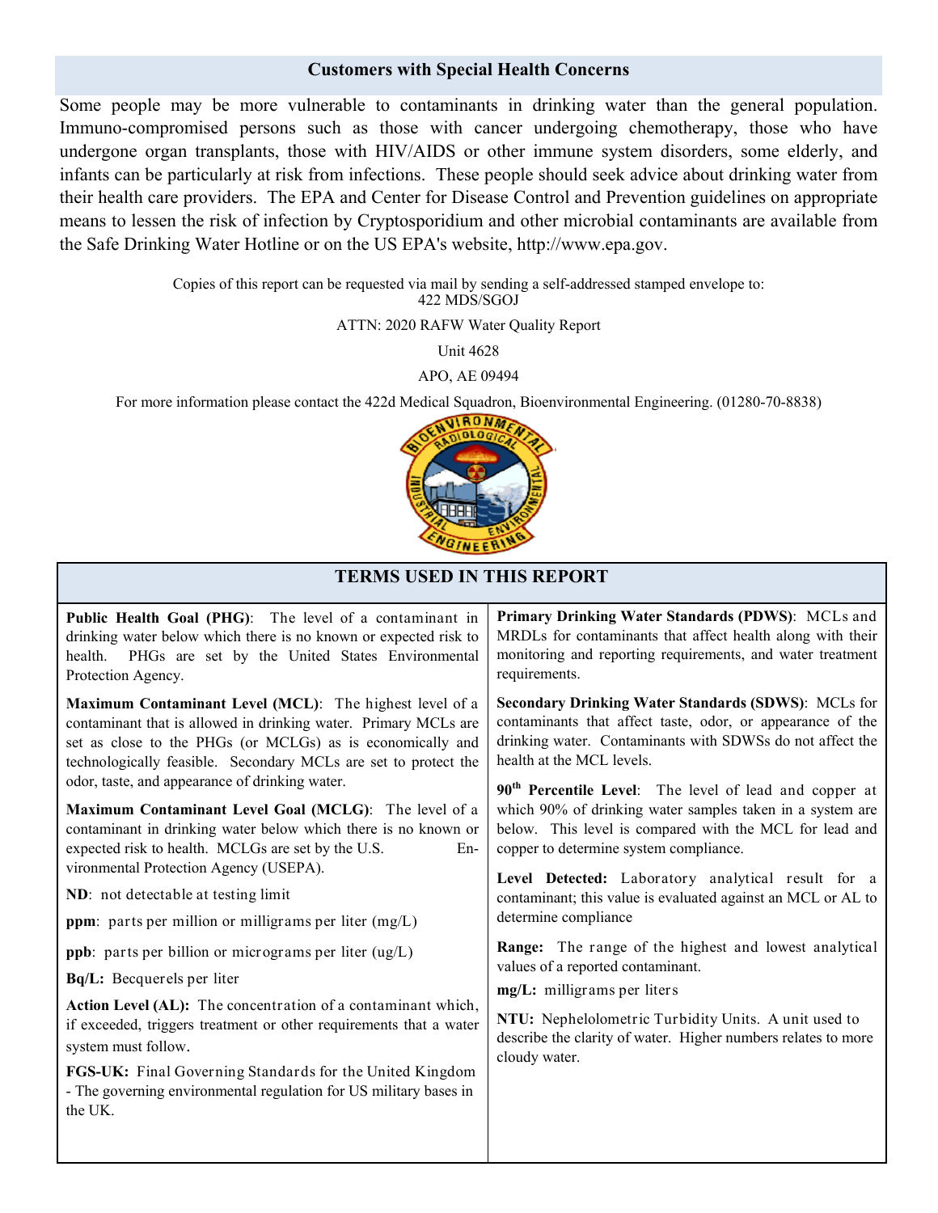## Customers with Special Health Concerns

Some people may be more vulnerable to contaminants in drinking water than the general population. Immuno-compromised persons such as those with cancer undergoing chemotherapy, those who have undergone organ transplants, those with HIV/AIDS or other immune system disorders, some elderly, and infants can be particularly at risk from infections. These people should seek advice about drinking water from their health care providers. The EPA and Center for Disease Control and Prevention guidelines on appropriate means to lessen the risk of infection by Cryptosporidium and other microbial contaminants are available from the Safe Drinking Water Hotline or on the US EPA's website, http://www.epa.gov.

Copies of this report can be requested via mail by sending a self-addressed stamped envelope to:
422 MDS/SGOJ

ATTN: 2020 RAFW Water Quality Report

Unit 4628

APO, AE 09494

For more information please contact the 422d Medical Squadron, Bioenvironmental Engineering. (01280-70-8838)

## TERMS USED IN THIS REPORT

**Public Health Goal (PHG)**: The level of a contaminant in drinking water below which there is no known or expected risk to health. PHGs are set by the United States Environmental Protection Agency.

**Maximum Contaminant Level (MCL)**: The highest level of a contaminant that is allowed in drinking water. Primary MCLs are set as close to the PHGs (or MCLGs) as is economically and technologically feasible. Secondary MCLs are set to protect the odor, taste, and appearance of drinking water.

**Maximum Contaminant Level Goal (MCLG)**: The level of a contaminant in drinking water below which there is no known or expected risk to health. MCLGs are set by the U.S. Environmental Protection Agency (USEPA).

**ND**: not detectable at testing limit

**ppm**: parts per million or milligrams per liter (mg/L)

**ppb**: parts per billion or micrograms per liter (ug/L)

**Bq/L:** Becquerels per liter

**Action Level (AL):** The concentration of a contaminant which, if exceeded, triggers treatment or other requirements that a water system must follow.

**FGS-UK:** Final Governing Standards for the United Kingdom - The governing environmental regulation for US military bases in the UK.

**Primary Drinking Water Standards (PDWS)**: MCLs and MRDLs for contaminants that affect health along with their monitoring and reporting requirements, and water treatment requirements.

**Secondary Drinking Water Standards (SDWS)**: MCLs for contaminants that affect taste, odor, or appearance of the drinking water. Contaminants with SDWSs do not affect the health at the MCL levels.

**90th Percentile Level**: The level of lead and copper at which 90% of drinking water samples taken in a system are below. This level is compared with the MCL for lead and copper to determine system compliance.

**Level Detected:** Laboratory analytical result for a contaminant; this value is evaluated against an MCL or AL to determine compliance

**Range:** The range of the highest and lowest analytical values of a reported contaminant.

**mg/L:** milligrams per liters

**NTU:** Nephelolometric Turbidity Units. A unit used to describe the clarity of water. Higher numbers relates to more cloudy water.